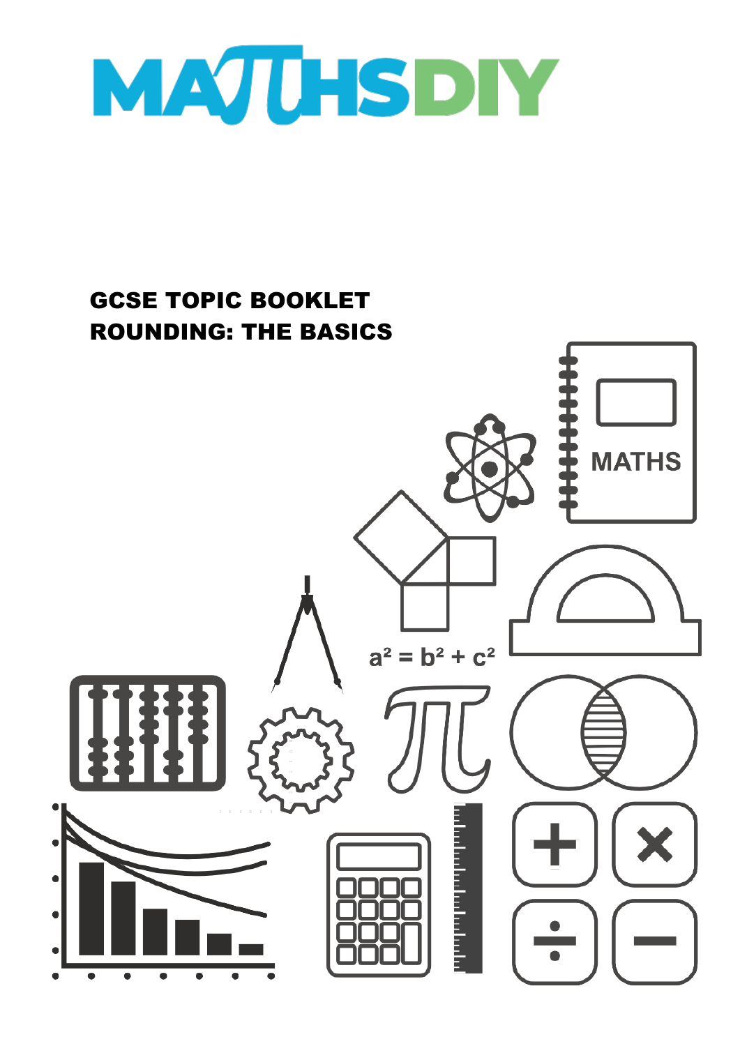# MATHSDIY

## GCSE TOPIC BOOKLET
## ROUNDING: THE BASICS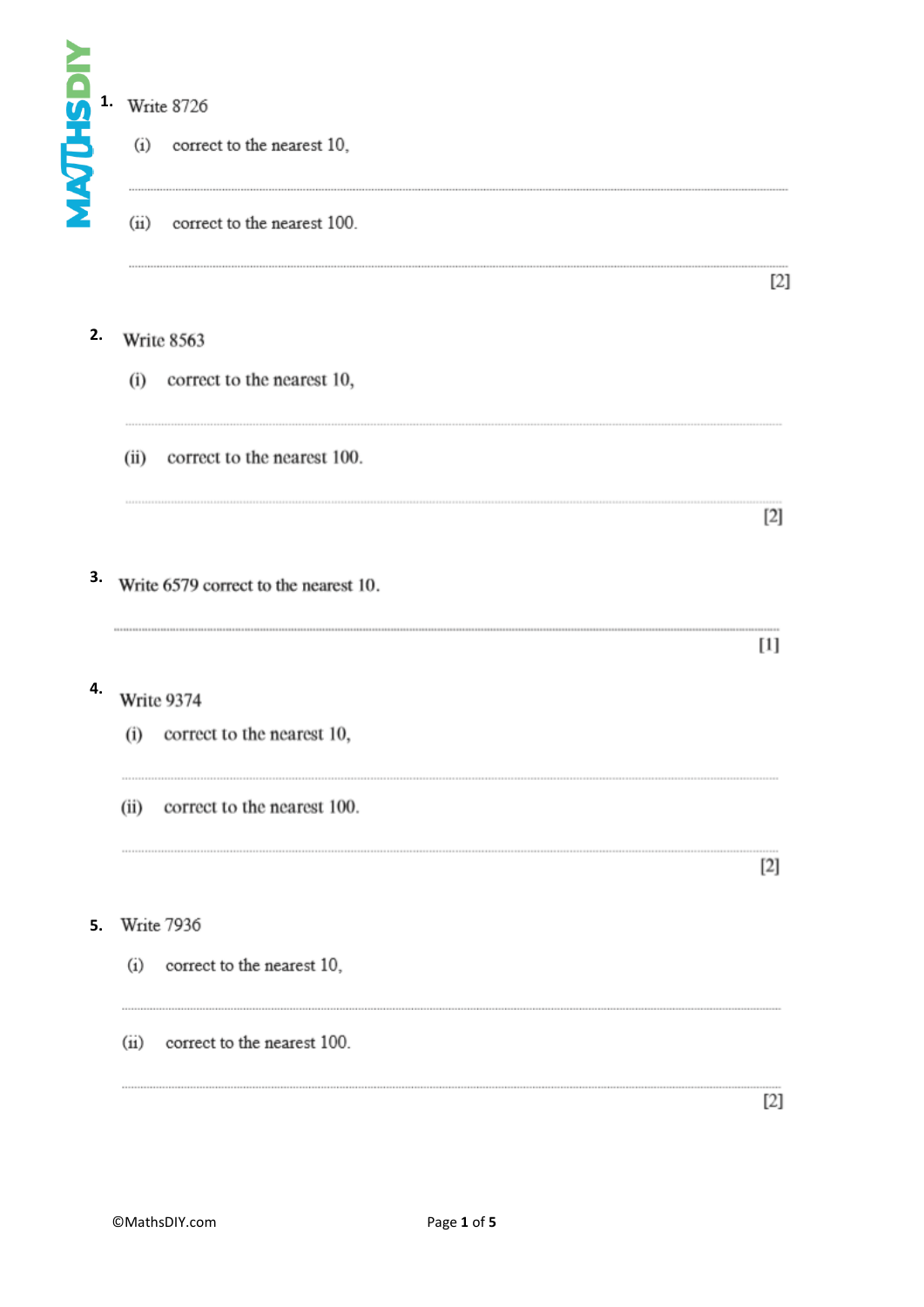1. Write 8726

   (i) correct to the nearest 10,

   ..............................................................................................................................................

   (ii) correct to the nearest 100.

   ..............................................................................................................................................

   [2]

2. Write 8563

   (i) correct to the nearest 10,

   ..............................................................................................................................................

   (ii) correct to the nearest 100.

   ..............................................................................................................................................

   [2]

3. Write 6579 correct to the nearest 10.

   ..............................................................................................................................................

   [1]

4. Write 9374

   (i) correct to the nearest 10,

   ..............................................................................................................................................

   (ii) correct to the nearest 100.

   ..............................................................................................................................................

   [2]

5. Write 7936

   (i) correct to the nearest 10,

   ..............................................................................................................................................

   (ii) correct to the nearest 100.

   ..............................................................................................................................................

   [2]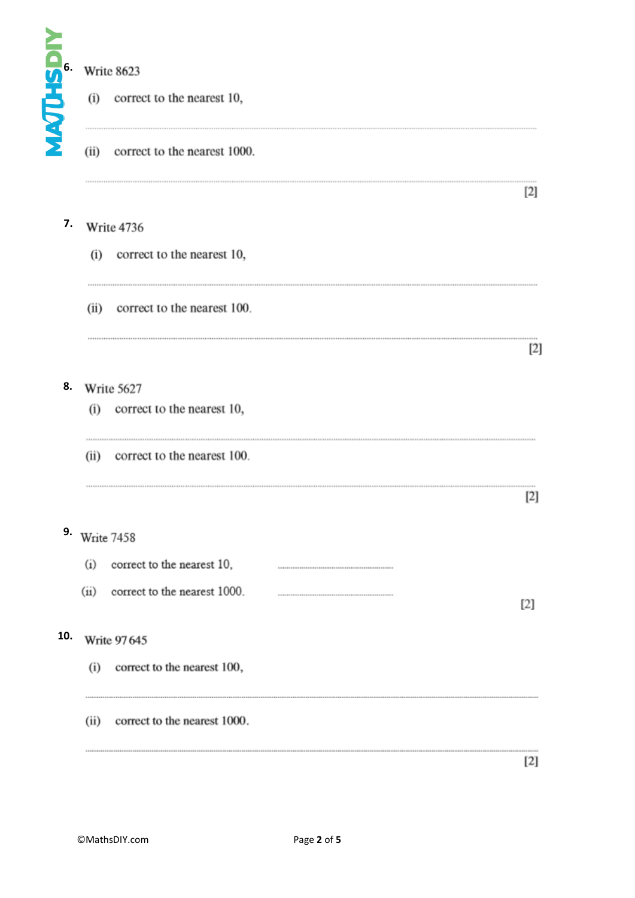6. Write 8623

   (i) correct to the nearest 10,

   ..............................................................................................................................

   (ii) correct to the nearest 1000.

   ..............................................................................................................................

   [2]

7. Write 4736

   (i) correct to the nearest 10,

   ..............................................................................................................................

   (ii) correct to the nearest 100.

   ..............................................................................................................................

   [2]

8. Write 5627

   (i) correct to the nearest 10,

   ..............................................................................................................................

   (ii) correct to the nearest 100.

   ..............................................................................................................................

   [2]

9. Write 7458

   (i) correct to the nearest 10, ..............................................

   (ii) correct to the nearest 1000. ..............................................

   [2]

10. Write 97 645

   (i) correct to the nearest 100,

   ..............................................................................................................................

   (ii) correct to the nearest 1000.

   ..............................................................................................................................

   [2]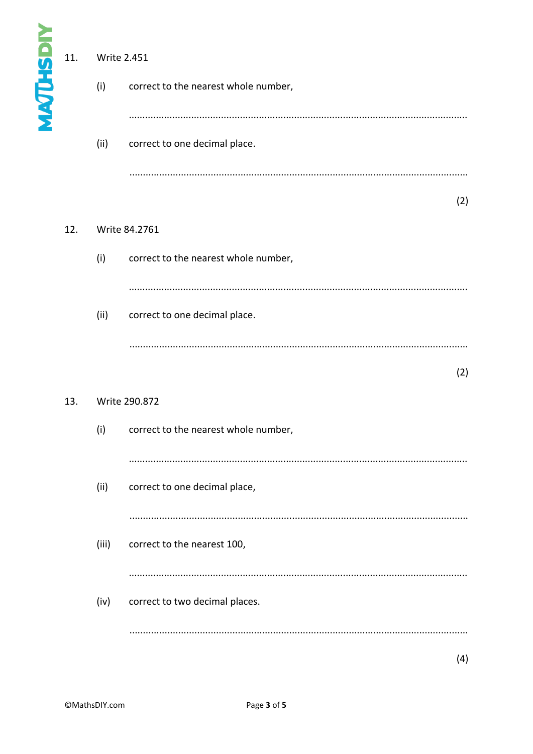11. Write 2.451

    (i) correct to the nearest whole number,

    ..........................................................................................................................

    (ii) correct to one decimal place.

    ..........................................................................................................................

(2)

12. Write 84.2761

    (i) correct to the nearest whole number,

    ..........................................................................................................................

    (ii) correct to one decimal place.

    ..........................................................................................................................

(2)

13. Write 290.872

    (i) correct to the nearest whole number,

    ..........................................................................................................................

    (ii) correct to one decimal place,

    ..........................................................................................................................

    (iii) correct to the nearest 100,

    ..........................................................................................................................

    (iv) correct to two decimal places.

    ..........................................................................................................................

(4)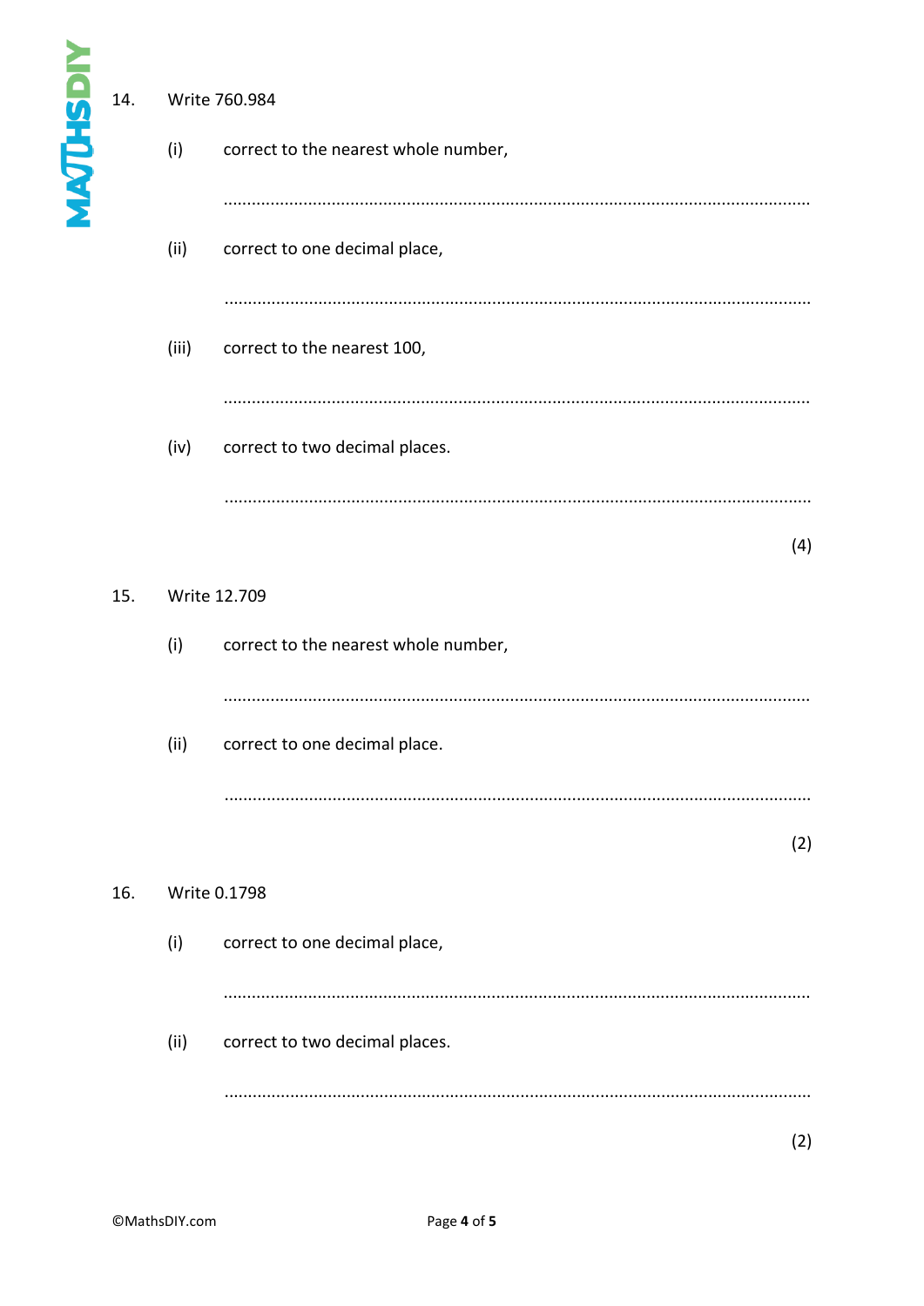14. Write 760.984

    (i) correct to the nearest whole number,

    ..........................................................................................................................

    (ii) correct to one decimal place,

    ..........................................................................................................................

    (iii) correct to the nearest 100,

    ..........................................................................................................................

    (iv) correct to two decimal places.

    ..........................................................................................................................

(4)

15. Write 12.709

    (i) correct to the nearest whole number,

    ..........................................................................................................................

    (ii) correct to one decimal place.

    ..........................................................................................................................

(2)

16. Write 0.1798

    (i) correct to one decimal place,

    ..........................................................................................................................

    (ii) correct to two decimal places.

    ..........................................................................................................................

(2)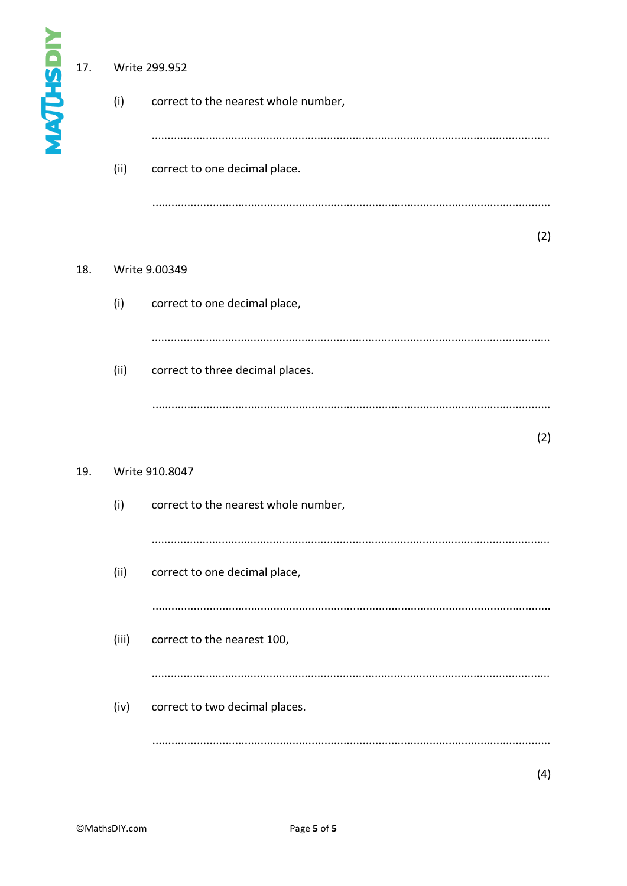17. Write 299.952

(i) correct to the nearest whole number,

..........................................................................................................................

(ii) correct to one decimal place.

..........................................................................................................................

(2)

18. Write 9.00349

(i) correct to one decimal place,

..........................................................................................................................

(ii) correct to three decimal places.

..........................................................................................................................

(2)

19. Write 910.8047

(i) correct to the nearest whole number,

..........................................................................................................................

(ii) correct to one decimal place,

..........................................................................................................................

(iii) correct to the nearest 100,

..........................................................................................................................

(iv) correct to two decimal places.

..........................................................................................................................

(4)